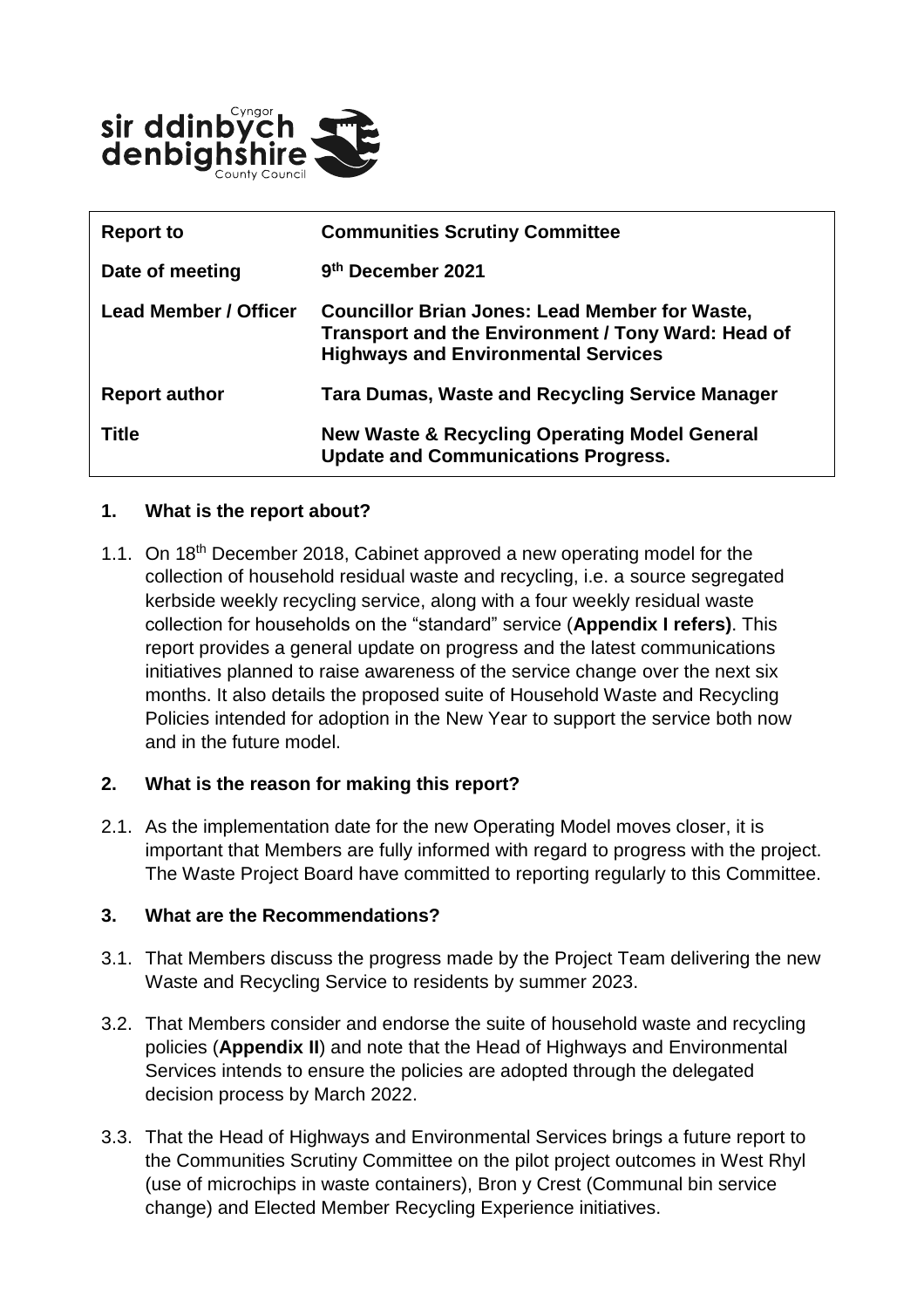| | |
|---|---|
| **Report to** | **Communities Scrutiny Committee** |
| **Date of meeting** | **9th December 2021** |
| **Lead Member / Officer** | **Councillor Brian Jones: Lead Member for Waste, Transport and the Environment / Tony Ward: Head of Highways and Environmental Services** |
| **Report author** | **Tara Dumas, Waste and Recycling Service Manager** |
| **Title** | **New Waste & Recycling Operating Model General Update and Communications Progress.** |

## 1. What is the report about?

1.1. On 18th December 2018, Cabinet approved a new operating model for the collection of household residual waste and recycling, i.e. a source segregated kerbside weekly recycling service, along with a four weekly residual waste collection for households on the "standard" service (**Appendix I refers)**. This report provides a general update on progress and the latest communications initiatives planned to raise awareness of the service change over the next six months. It also details the proposed suite of Household Waste and Recycling Policies intended for adoption in the New Year to support the service both now and in the future model.

## 2. What is the reason for making this report?

2.1. As the implementation date for the new Operating Model moves closer, it is important that Members are fully informed with regard to progress with the project. The Waste Project Board have committed to reporting regularly to this Committee.

## 3. What are the Recommendations?

3.1. That Members discuss the progress made by the Project Team delivering the new Waste and Recycling Service to residents by summer 2023.

3.2. That Members consider and endorse the suite of household waste and recycling policies (**Appendix II**) and note that the Head of Highways and Environmental Services intends to ensure the policies are adopted through the delegated decision process by March 2022.

3.3. That the Head of Highways and Environmental Services brings a future report to the Communities Scrutiny Committee on the pilot project outcomes in West Rhyl (use of microchips in waste containers), Bron y Crest (Communal bin service change) and Elected Member Recycling Experience initiatives.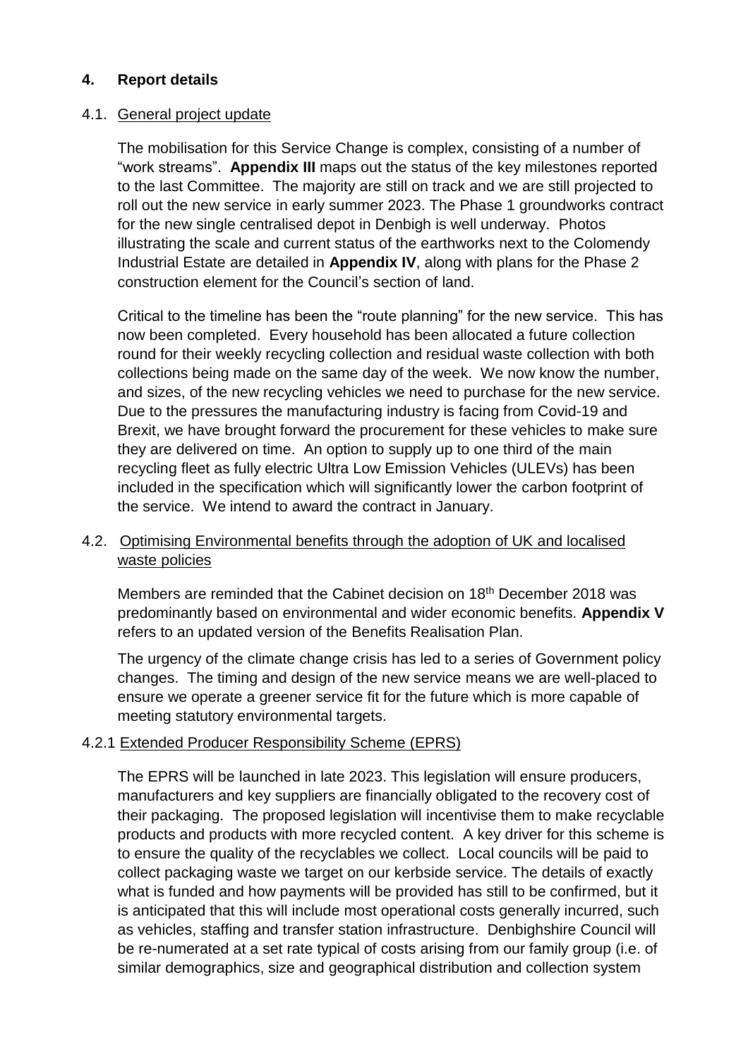## 4. Report details

### 4.1. General project update

The mobilisation for this Service Change is complex, consisting of a number of "work streams". **Appendix III** maps out the status of the key milestones reported to the last Committee. The majority are still on track and we are still projected to roll out the new service in early summer 2023. The Phase 1 groundworks contract for the new single centralised depot in Denbigh is well underway. Photos illustrating the scale and current status of the earthworks next to the Colomendy Industrial Estate are detailed in **Appendix IV**, along with plans for the Phase 2 construction element for the Council's section of land.

Critical to the timeline has been the "route planning" for the new service. This has now been completed. Every household has been allocated a future collection round for their weekly recycling collection and residual waste collection with both collections being made on the same day of the week. We now know the number, and sizes, of the new recycling vehicles we need to purchase for the new service. Due to the pressures the manufacturing industry is facing from Covid-19 and Brexit, we have brought forward the procurement for these vehicles to make sure they are delivered on time. An option to supply up to one third of the main recycling fleet as fully electric Ultra Low Emission Vehicles (ULEVs) has been included in the specification which will significantly lower the carbon footprint of the service. We intend to award the contract in January.

### 4.2. Optimising Environmental benefits through the adoption of UK and localised waste policies

Members are reminded that the Cabinet decision on 18th December 2018 was predominantly based on environmental and wider economic benefits. **Appendix V** refers to an updated version of the Benefits Realisation Plan.

The urgency of the climate change crisis has led to a series of Government policy changes. The timing and design of the new service means we are well-placed to ensure we operate a greener service fit for the future which is more capable of meeting statutory environmental targets.

#### 4.2.1 Extended Producer Responsibility Scheme (EPRS)

The EPRS will be launched in late 2023. This legislation will ensure producers, manufacturers and key suppliers are financially obligated to the recovery cost of their packaging. The proposed legislation will incentivise them to make recyclable products and products with more recycled content. A key driver for this scheme is to ensure the quality of the recyclables we collect. Local councils will be paid to collect packaging waste we target on our kerbside service. The details of exactly what is funded and how payments will be provided has still to be confirmed, but it is anticipated that this will include most operational costs generally incurred, such as vehicles, staffing and transfer station infrastructure. Denbighshire Council will be re-numerated at a set rate typical of costs arising from our family group (i.e. of similar demographics, size and geographical distribution and collection system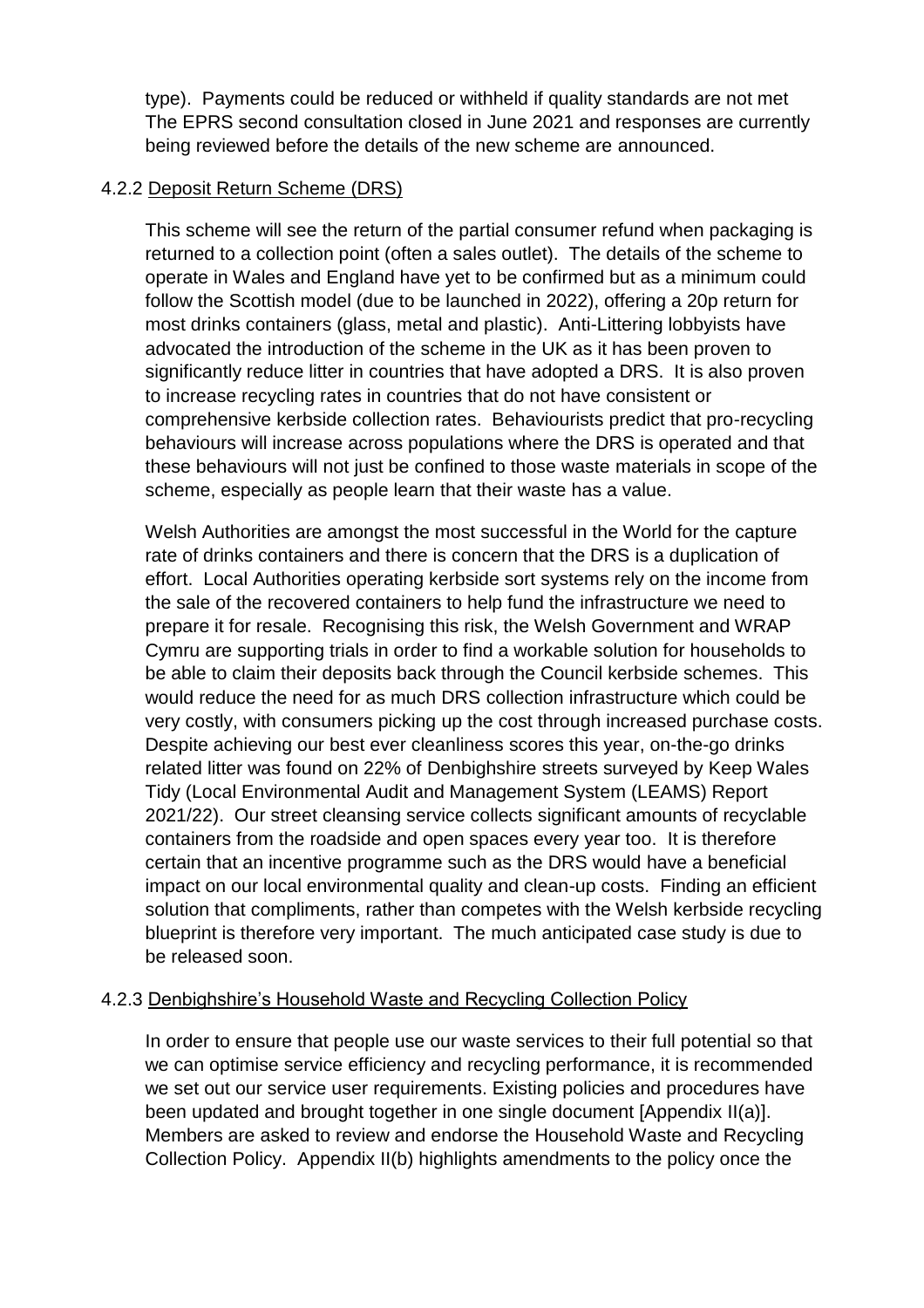type). Payments could be reduced or withheld if quality standards are not met The EPRS second consultation closed in June 2021 and responses are currently being reviewed before the details of the new scheme are announced.

#### 4.2.2 Deposit Return Scheme (DRS)

This scheme will see the return of the partial consumer refund when packaging is returned to a collection point (often a sales outlet). The details of the scheme to operate in Wales and England have yet to be confirmed but as a minimum could follow the Scottish model (due to be launched in 2022), offering a 20p return for most drinks containers (glass, metal and plastic). Anti-Littering lobbyists have advocated the introduction of the scheme in the UK as it has been proven to significantly reduce litter in countries that have adopted a DRS. It is also proven to increase recycling rates in countries that do not have consistent or comprehensive kerbside collection rates. Behaviourists predict that pro-recycling behaviours will increase across populations where the DRS is operated and that these behaviours will not just be confined to those waste materials in scope of the scheme, especially as people learn that their waste has a value.

Welsh Authorities are amongst the most successful in the World for the capture rate of drinks containers and there is concern that the DRS is a duplication of effort. Local Authorities operating kerbside sort systems rely on the income from the sale of the recovered containers to help fund the infrastructure we need to prepare it for resale. Recognising this risk, the Welsh Government and WRAP Cymru are supporting trials in order to find a workable solution for households to be able to claim their deposits back through the Council kerbside schemes. This would reduce the need for as much DRS collection infrastructure which could be very costly, with consumers picking up the cost through increased purchase costs. Despite achieving our best ever cleanliness scores this year, on-the-go drinks related litter was found on 22% of Denbighshire streets surveyed by Keep Wales Tidy (Local Environmental Audit and Management System (LEAMS) Report 2021/22). Our street cleansing service collects significant amounts of recyclable containers from the roadside and open spaces every year too. It is therefore certain that an incentive programme such as the DRS would have a beneficial impact on our local environmental quality and clean-up costs. Finding an efficient solution that compliments, rather than competes with the Welsh kerbside recycling blueprint is therefore very important. The much anticipated case study is due to be released soon.

#### 4.2.3 Denbighshire's Household Waste and Recycling Collection Policy

In order to ensure that people use our waste services to their full potential so that we can optimise service efficiency and recycling performance, it is recommended we set out our service user requirements. Existing policies and procedures have been updated and brought together in one single document [Appendix II(a)]. Members are asked to review and endorse the Household Waste and Recycling Collection Policy. Appendix II(b) highlights amendments to the policy once the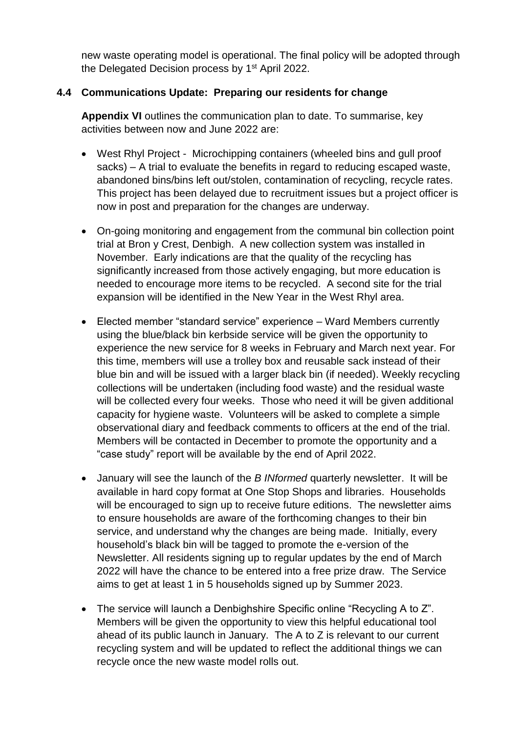new waste operating model is operational. The final policy will be adopted through the Delegated Decision process by 1st April 2022.

### 4.4 Communications Update: Preparing our residents for change

**Appendix VI** outlines the communication plan to date. To summarise, key activities between now and June 2022 are:

- West Rhyl Project - Microchipping containers (wheeled bins and gull proof sacks) – A trial to evaluate the benefits in regard to reducing escaped waste, abandoned bins/bins left out/stolen, contamination of recycling, recycle rates. This project has been delayed due to recruitment issues but a project officer is now in post and preparation for the changes are underway.
- On-going monitoring and engagement from the communal bin collection point trial at Bron y Crest, Denbigh. A new collection system was installed in November. Early indications are that the quality of the recycling has significantly increased from those actively engaging, but more education is needed to encourage more items to be recycled. A second site for the trial expansion will be identified in the New Year in the West Rhyl area.
- Elected member "standard service" experience – Ward Members currently using the blue/black bin kerbside service will be given the opportunity to experience the new service for 8 weeks in February and March next year. For this time, members will use a trolley box and reusable sack instead of their blue bin and will be issued with a larger black bin (if needed). Weekly recycling collections will be undertaken (including food waste) and the residual waste will be collected every four weeks. Those who need it will be given additional capacity for hygiene waste. Volunteers will be asked to complete a simple observational diary and feedback comments to officers at the end of the trial. Members will be contacted in December to promote the opportunity and a "case study" report will be available by the end of April 2022.
- January will see the launch of the *B INformed* quarterly newsletter. It will be available in hard copy format at One Stop Shops and libraries. Households will be encouraged to sign up to receive future editions. The newsletter aims to ensure households are aware of the forthcoming changes to their bin service, and understand why the changes are being made. Initially, every household's black bin will be tagged to promote the e-version of the Newsletter. All residents signing up to regular updates by the end of March 2022 will have the chance to be entered into a free prize draw. The Service aims to get at least 1 in 5 households signed up by Summer 2023.
- The service will launch a Denbighshire Specific online "Recycling A to Z". Members will be given the opportunity to view this helpful educational tool ahead of its public launch in January. The A to Z is relevant to our current recycling system and will be updated to reflect the additional things we can recycle once the new waste model rolls out.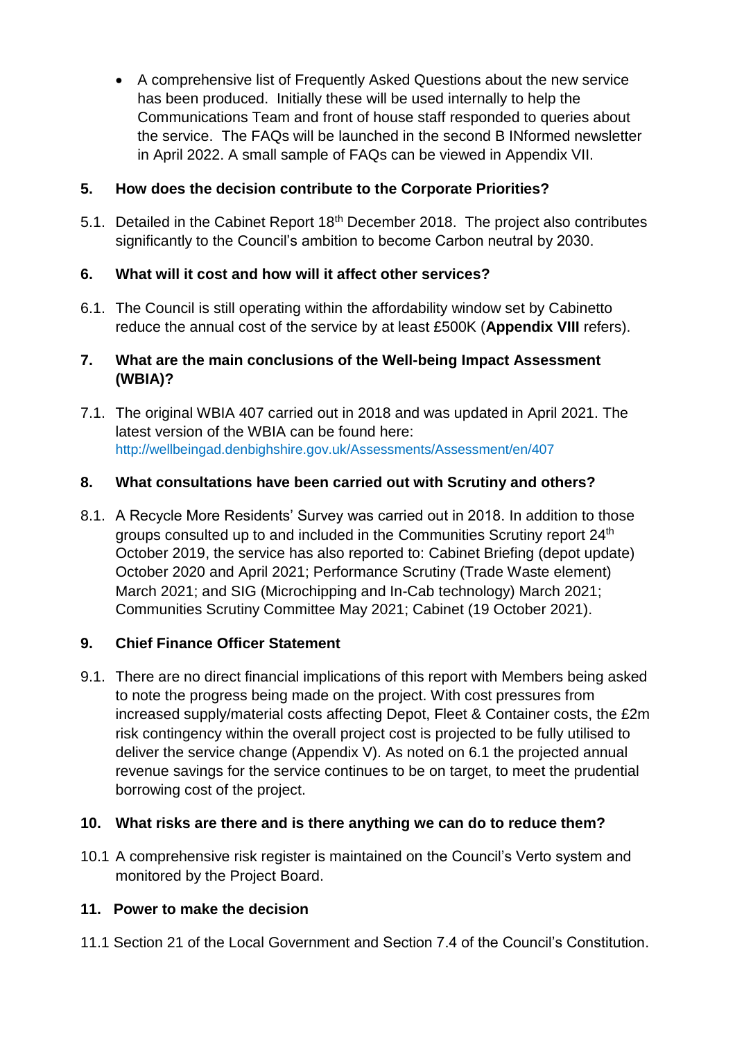- A comprehensive list of Frequently Asked Questions about the new service has been produced. Initially these will be used internally to help the Communications Team and front of house staff responded to queries about the service. The FAQs will be launched in the second B INformed newsletter in April 2022. A small sample of FAQs can be viewed in Appendix VII.

## 5. How does the decision contribute to the Corporate Priorities?

5.1. Detailed in the Cabinet Report 18th December 2018. The project also contributes significantly to the Council's ambition to become Carbon neutral by 2030.

## 6. What will it cost and how will it affect other services?

6.1. The Council is still operating within the affordability window set by Cabinetto reduce the annual cost of the service by at least £500K (**Appendix VIII** refers).

## 7. What are the main conclusions of the Well-being Impact Assessment (WBIA)?

7.1. The original WBIA 407 carried out in 2018 and was updated in April 2021. The latest version of the WBIA can be found here: http://wellbeingad.denbighshire.gov.uk/Assessments/Assessment/en/407

## 8. What consultations have been carried out with Scrutiny and others?

8.1. A Recycle More Residents' Survey was carried out in 2018. In addition to those groups consulted up to and included in the Communities Scrutiny report 24th October 2019, the service has also reported to: Cabinet Briefing (depot update) October 2020 and April 2021; Performance Scrutiny (Trade Waste element) March 2021; and SIG (Microchipping and In-Cab technology) March 2021; Communities Scrutiny Committee May 2021; Cabinet (19 October 2021).

## 9. Chief Finance Officer Statement

9.1. There are no direct financial implications of this report with Members being asked to note the progress being made on the project. With cost pressures from increased supply/material costs affecting Depot, Fleet & Container costs, the £2m risk contingency within the overall project cost is projected to be fully utilised to deliver the service change (Appendix V). As noted on 6.1 the projected annual revenue savings for the service continues to be on target, to meet the prudential borrowing cost of the project.

## 10. What risks are there and is there anything we can do to reduce them?

10.1 A comprehensive risk register is maintained on the Council's Verto system and monitored by the Project Board.

## 11. Power to make the decision

11.1 Section 21 of the Local Government and Section 7.4 of the Council's Constitution.